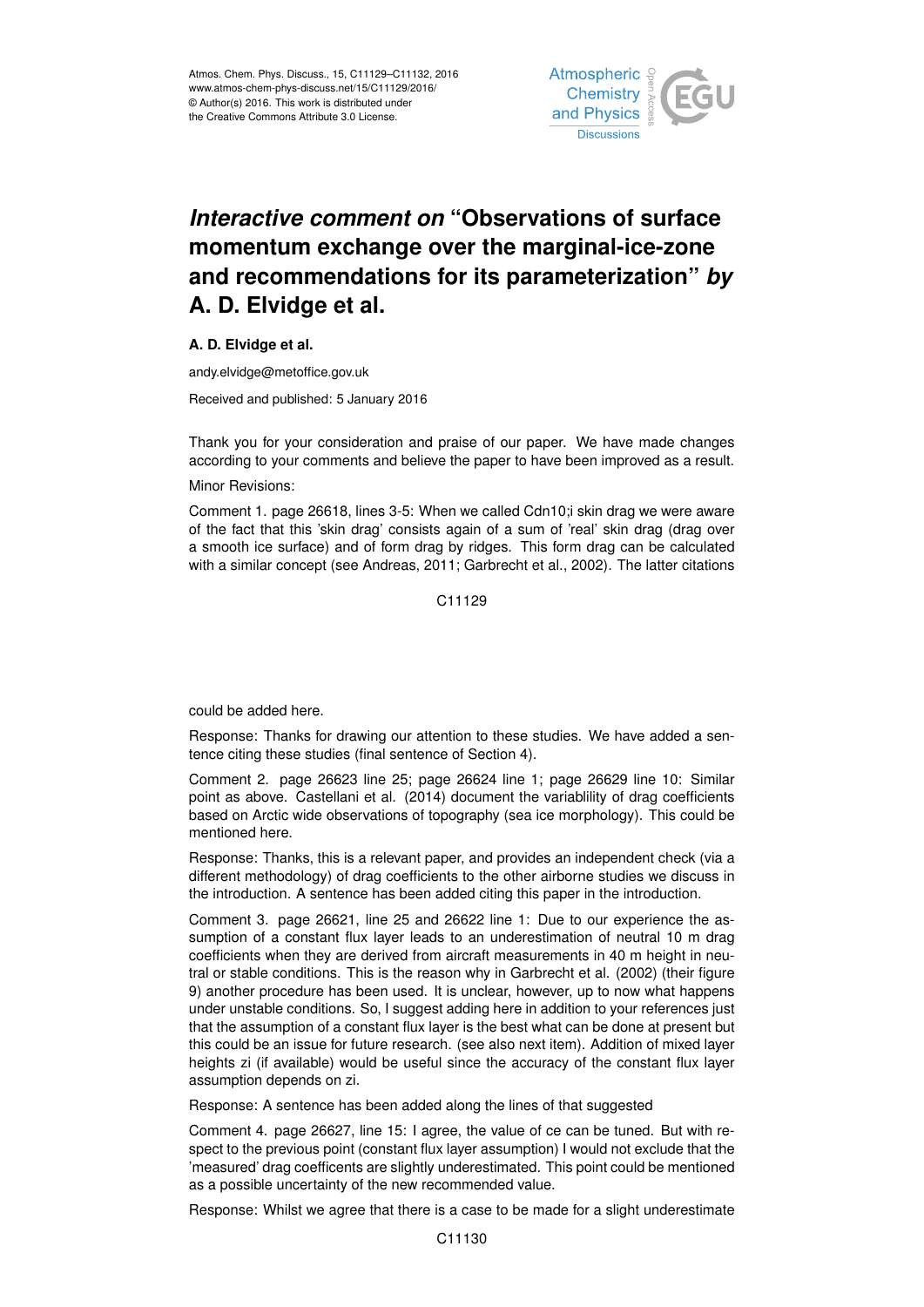# *Interactive comment on* "Observations of surface momentum exchange over the marginal-ice-zone and recommendations for its parameterization" *by* A. D. Elvidge et al.

**A. D. Elvidge et al.**

andy.elvidge@metoffice.gov.uk

Received and published: 5 January 2016

Thank you for your consideration and praise of our paper. We have made changes according to your comments and believe the paper to have been improved as a result.

Minor Revisions:

Comment 1. page 26618, lines 3-5: When we called Cdn10;i skin drag we were aware of the fact that this 'skin drag' consists again of a sum of 'real' skin drag (drag over a smooth ice surface) and of form drag by ridges. This form drag can be calculated with a similar concept (see Andreas, 2011; Garbrecht et al., 2002). The latter citations could be added here.

Response: Thanks for drawing our attention to these studies. We have added a sentence citing these studies (final sentence of Section 4).

Comment 2. page 26623 line 25; page 26624 line 1; page 26629 line 10: Similar point as above. Castellani et al. (2014) document the variablility of drag coefficients based on Arctic wide observations of topography (sea ice morphology). This could be mentioned here.

Response: Thanks, this is a relevant paper, and provides an independent check (via a different methodology) of drag coefficients to the other airborne studies we discuss in the introduction. A sentence has been added citing this paper in the introduction.

Comment 3. page 26621, line 25 and 26622 line 1: Due to our experience the assumption of a constant flux layer leads to an underestimation of neutral 10 m drag coefficients when they are derived from aircraft measurements in 40 m height in neutral or stable conditions. This is the reason why in Garbrecht et al. (2002) (their figure 9) another procedure has been used. It is unclear, however, up to now what happens under unstable conditions. So, I suggest adding here in addition to your references just that the assumption of a constant flux layer is the best what can be done at present but this could be an issue for future research. (see also next item). Addition of mixed layer heights zi (if available) would be useful since the accuracy of the constant flux layer assumption depends on zi.

Response: A sentence has been added along the lines of that suggested

Comment 4. page 26627, line 15: I agree, the value of ce can be tuned. But with respect to the previous point (constant flux layer assumption) I would not exclude that the 'measured' drag coefficents are slightly underestimated. This point could be mentioned as a possible uncertainty of the new recommended value.

Response: Whilst we agree that there is a case to be made for a slight underestimate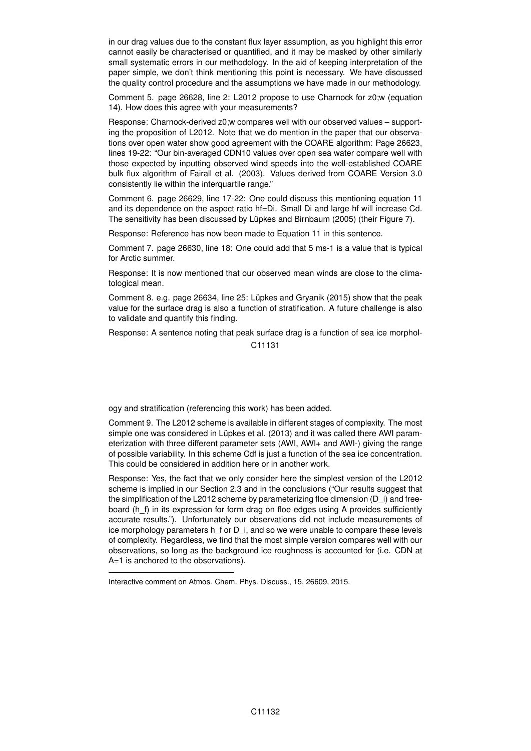in our drag values due to the constant flux layer assumption, as you highlight this error cannot easily be characterised or quantified, and it may be masked by other similarly small systematic errors in our methodology. In the aid of keeping interpretation of the paper simple, we don't think mentioning this point is necessary. We have discussed the quality control procedure and the assumptions we have made in our methodology.

Comment 5. page 26628, line 2: L2012 propose to use Charnock for $z_{0;w}$ (equation 14). How does this agree with your measurements?

Response: Charnock-derived $z_{0;w}$ compares well with our observed values – supporting the proposition of L2012. Note that we do mention in the paper that our observations over open water show good agreement with the COARE algorithm: Page 26623, lines 19-22: "Our bin-averaged CDN10 values over open sea water compare well with those expected by inputting observed wind speeds into the well-established COARE bulk flux algorithm of Fairall et al. (2003). Values derived from COARE Version 3.0 consistently lie within the interquartile range."

Comment 6. page 26629, line 17-22: One could discuss this mentioning equation 11 and its dependence on the aspect ratio $h_f = D_i$. Small $D_i$ and large $h_f$ will increase Cd. The sensitivity has been discussed by Lüpkes and Birnbaum (2005) (their Figure 7).

Response: Reference has now been made to Equation 11 in this sentence.

Comment 7. page 26630, line 18: One could add that 5 ms-1 is a value that is typical for Arctic summer.

Response: It is now mentioned that our observed mean winds are close to the climatological mean.

Comment 8. e.g. page 26634, line 25: Lüpkes and Gryanik (2015) show that the peak value for the surface drag is also a function of stratification. A future challenge is also to validate and quantify this finding.

Response: A sentence noting that peak surface drag is a function of sea ice morphology and stratification (referencing this work) has been added.

Comment 9. The L2012 scheme is available in different stages of complexity. The most simple one was considered in Lüpkes et al. (2013) and it was called there AWI parameterization with three different parameter sets (AWI, AWI+ and AWI-) giving the range of possible variability. In this scheme Cdf is just a function of the sea ice concentration. This could be considered in addition here or in another work.

Response: Yes, the fact that we only consider here the simplest version of the L2012 scheme is implied in our Section 2.3 and in the conclusions ("Our results suggest that the simplification of the L2012 scheme by parameterizing floe dimension (D_i) and freeboard (h_f) in its expression for form drag on floe edges using A provides sufficiently accurate results."). Unfortunately our observations did not include measurements of ice morphology parameters h_f or D_i, and so we were unable to compare these levels of complexity. Regardless, we find that the most simple version compares well with our observations, so long as the background ice roughness is accounted for (i.e. CDN at A=1 is anchored to the observations).

Interactive comment on Atmos. Chem. Phys. Discuss., 15, 26609, 2015.